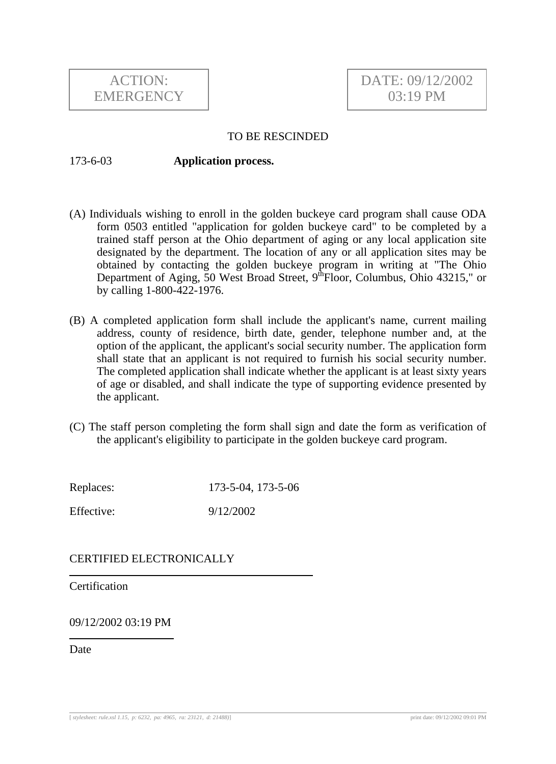ACTION: EMERGENCY

DATE: 09/12/2002 03:19 PM

TO BE RESCINDED

173-6-03 **Application process.**

(A) Individuals wishing to enroll in the golden buckeye card program shall cause ODA form 0503 entitled "application for golden buckeye card" to be completed by a trained staff person at the Ohio department of aging or any local application site designated by the department. The location of any or all application sites may be obtained by contacting the golden buckeye program in writing at "The Ohio Department of Aging, 50 West Broad Street, 9th Floor, Columbus, Ohio 43215," or by calling 1-800-422-1976.

(B) A completed application form shall include the applicant's name, current mailing address, county of residence, birth date, gender, telephone number and, at the option of the applicant, the applicant's social security number. The application form shall state that an applicant is not required to furnish his social security number. The completed application shall indicate whether the applicant is at least sixty years of age or disabled, and shall indicate the type of supporting evidence presented by the applicant.

(C) The staff person completing the form shall sign and date the form as verification of the applicant's eligibility to participate in the golden buckeye card program.

Replaces: 173-5-04, 173-5-06

Effective: 9/12/2002

CERTIFIED ELECTRONICALLY

Certification

09/12/2002 03:19 PM

Date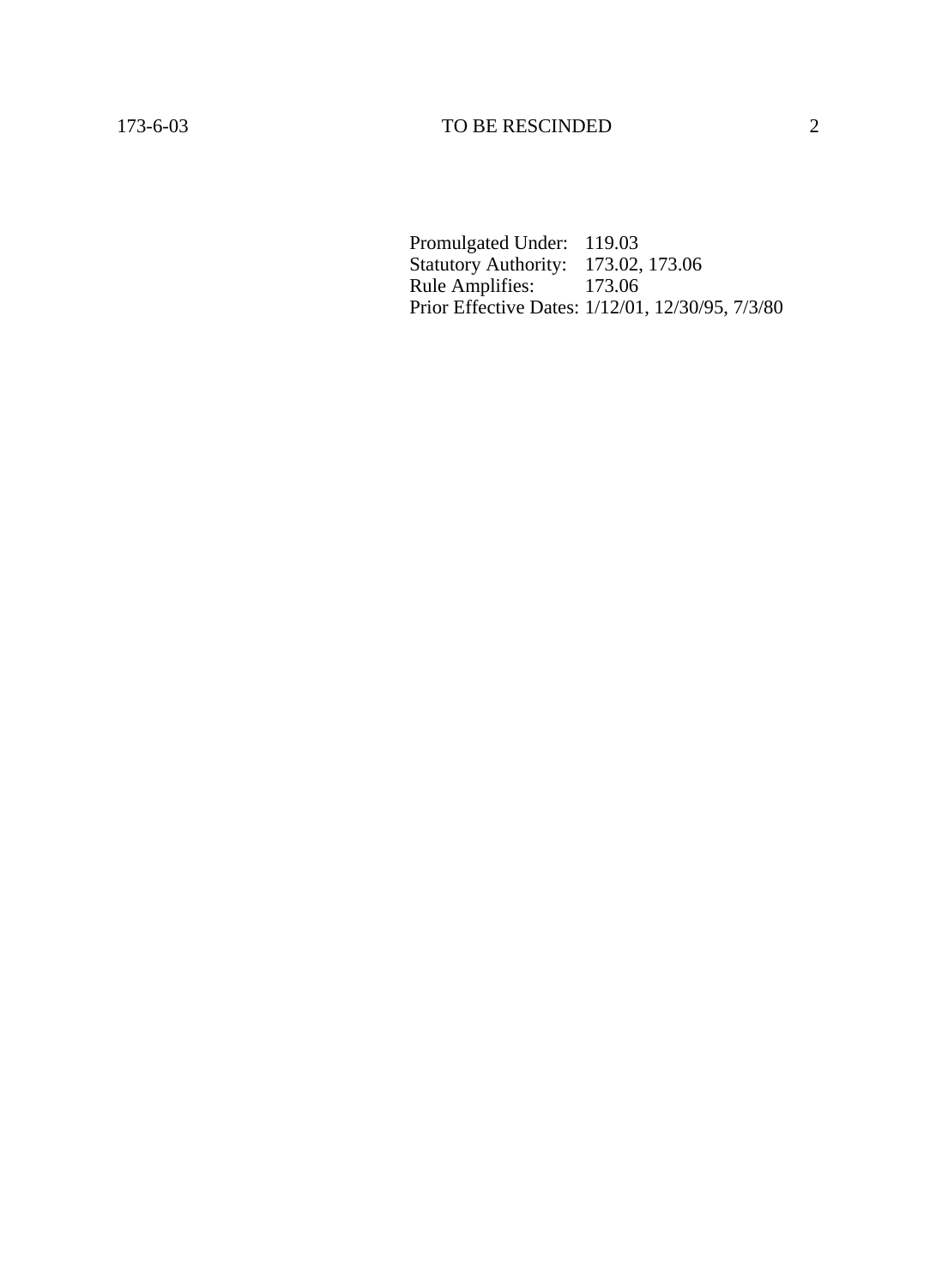Promulgated Under: 119.03
Statutory Authority: 173.02, 173.06
Rule Amplifies: 173.06
Prior Effective Dates: 1/12/01, 12/30/95, 7/3/80